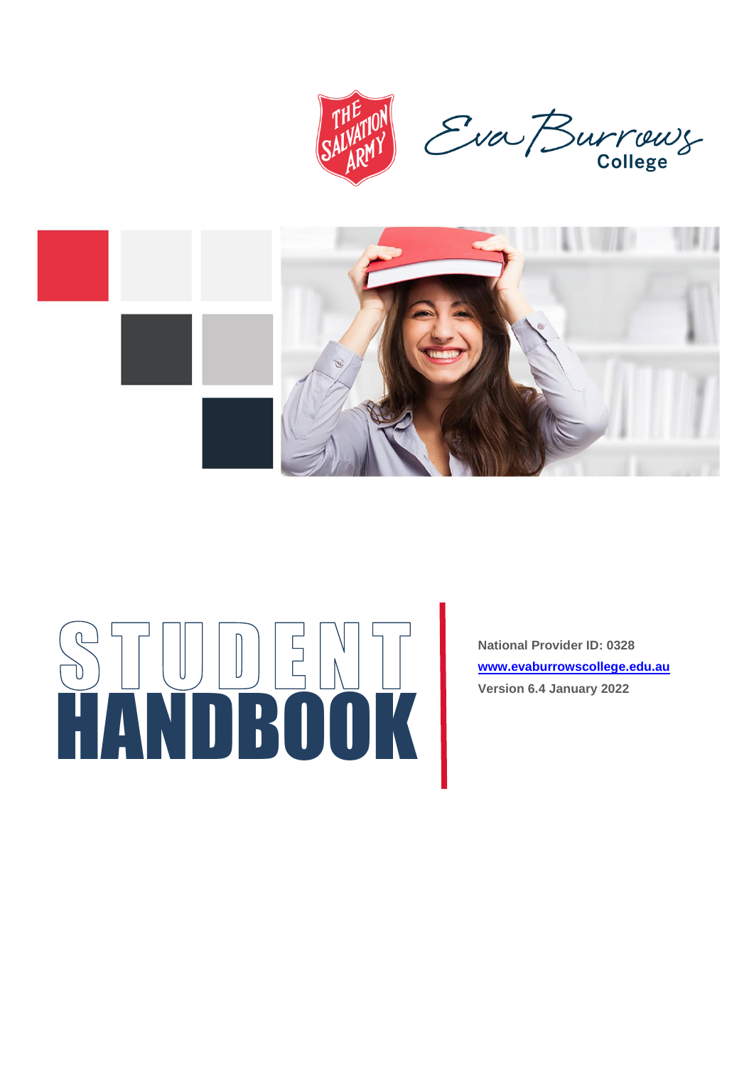The Salvation Army

Eva Burrows College

# STUDENT HANDBOOK

**National Provider ID: 0328**

**www.evaburrowscollege.edu.au**

**Version 6.4 January 2022**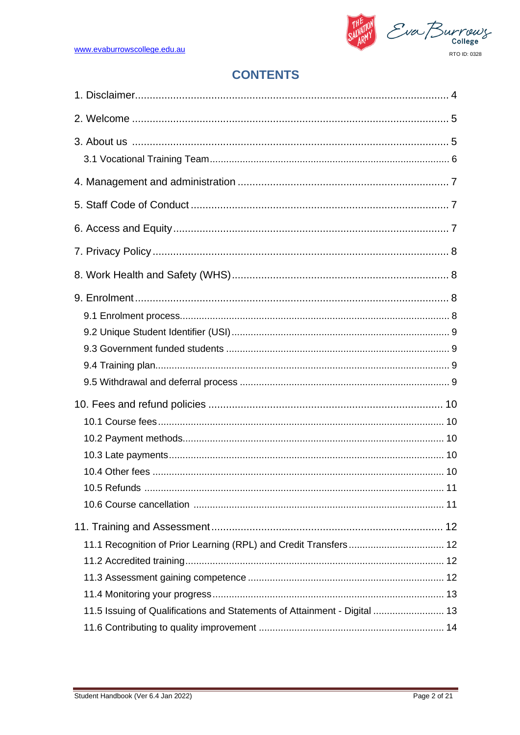# CONTENTS

1. Disclaimer.......................................................................................................... 4

2. Welcome .......................................................................................................... 5

3. About us .......................................................................................................... 5

   3.1 Vocational Training Team........................................................................................ 6

4. Management and administration ....................................................................... 7

5. Staff Code of Conduct ...................................................................................... 7

6. Access and Equity............................................................................................. 7

7. Privacy Policy ................................................................................................... 8

8. Work Health and Safety (WHS)......................................................................... 8

9. Enrolment .......................................................................................................... 8

   9.1 Enrolment process.................................................................................................. 8

   9.2 Unique Student Identifier (USI)............................................................................... 9

   9.3 Government funded students ................................................................................. 9

   9.4 Training plan........................................................................................................... 9

   9.5 Withdrawal and deferral process ............................................................................ 9

10. Fees and refund policies ............................................................................... 10

   10.1 Course fees......................................................................................................... 10

   10.2 Payment methods................................................................................................ 10

   10.3 Late payments..................................................................................................... 10

   10.4 Other fees ........................................................................................................... 10

   10.5 Refunds .............................................................................................................. 11

   10.6 Course cancellation ............................................................................................ 11

11. Training and Assessment.............................................................................. 12

   11.1 Recognition of Prior Learning (RPL) and Credit Transfers .................................. 12

   11.2 Accredited training............................................................................................... 12

   11.3 Assessment gaining competence ........................................................................ 12

   11.4 Monitoring your progress..................................................................................... 13

   11.5 Issuing of Qualifications and Statements of Attainment - Digital .......................... 13

   11.6 Contributing to quality improvement .................................................................... 14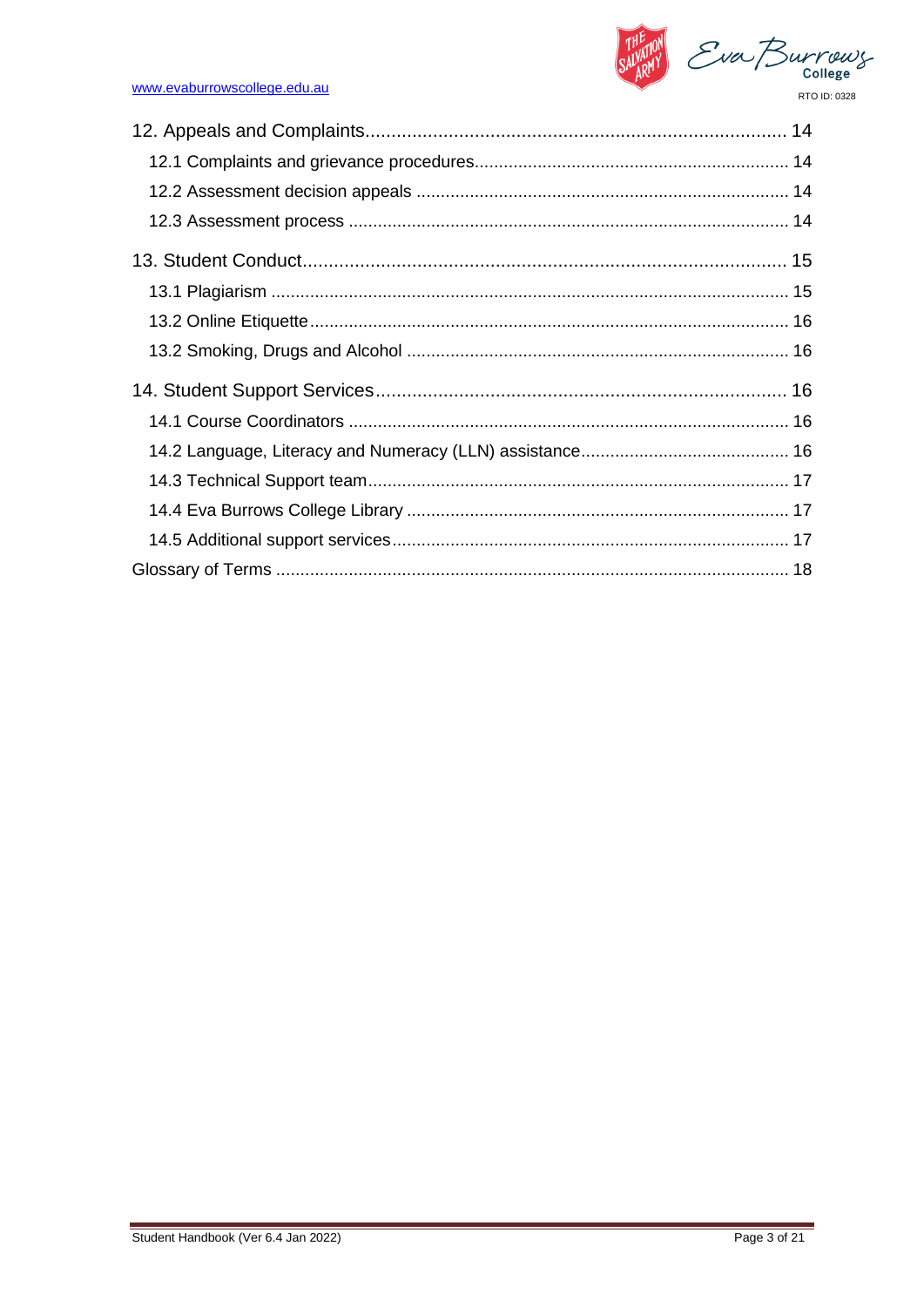12. Appeals and Complaints ........................................................................ 14

- 12.1 Complaints and grievance procedures ........................................................ 14
- 12.2 Assessment decision appeals ........................................................ 14
- 12.3 Assessment process ........................................................ 14

13. Student Conduct ........................................................................ 15

- 13.1 Plagiarism ........................................................ 15
- 13.2 Online Etiquette ........................................................ 16
- 13.2 Smoking, Drugs and Alcohol ........................................................ 16

14. Student Support Services ........................................................................ 16

- 14.1 Course Coordinators ........................................................ 16
- 14.2 Language, Literacy and Numeracy (LLN) assistance ........................................................ 16
- 14.3 Technical Support team ........................................................ 17
- 14.4 Eva Burrows College Library ........................................................ 17
- 14.5 Additional support services ........................................................ 17

Glossary of Terms ........................................................................ 18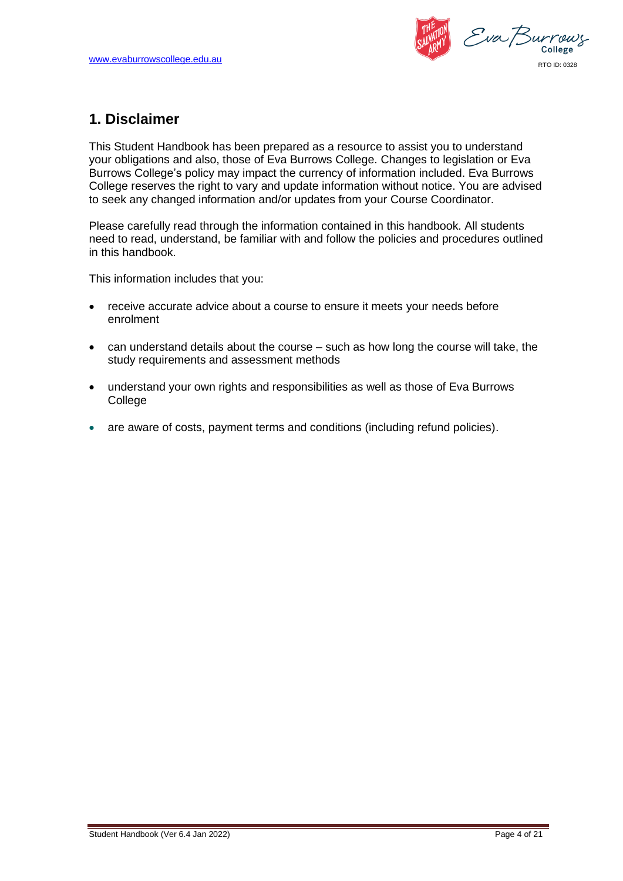## 1. Disclaimer

This Student Handbook has been prepared as a resource to assist you to understand your obligations and also, those of Eva Burrows College. Changes to legislation or Eva Burrows College's policy may impact the currency of information included. Eva Burrows College reserves the right to vary and update information without notice. You are advised to seek any changed information and/or updates from your Course Coordinator.

Please carefully read through the information contained in this handbook. All students need to read, understand, be familiar with and follow the policies and procedures outlined in this handbook.

This information includes that you:

- receive accurate advice about a course to ensure it meets your needs before enrolment
- can understand details about the course – such as how long the course will take, the study requirements and assessment methods
- understand your own rights and responsibilities as well as those of Eva Burrows College
- are aware of costs, payment terms and conditions (including refund policies).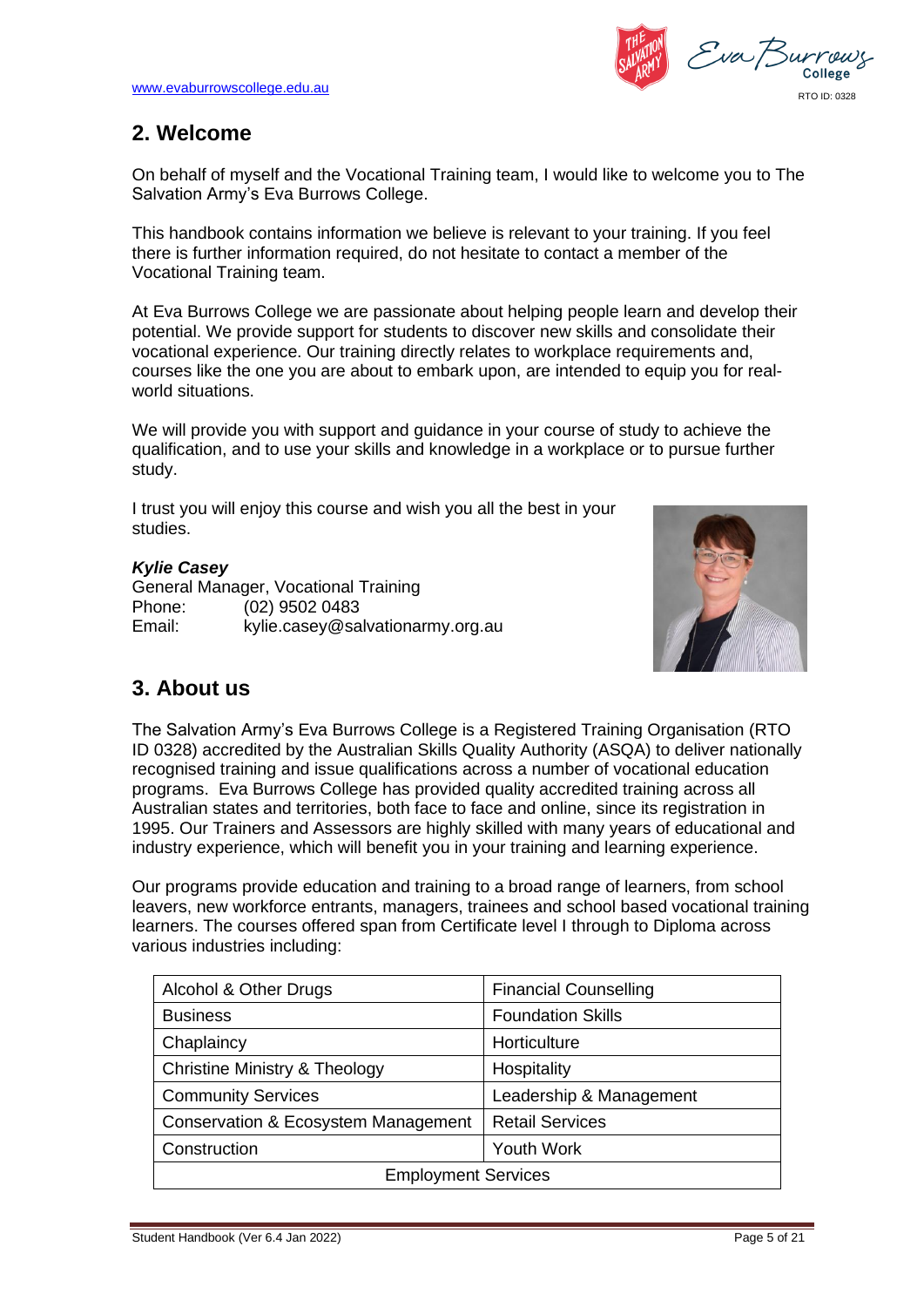## 2. Welcome

On behalf of myself and the Vocational Training team, I would like to welcome you to The Salvation Army's Eva Burrows College.

This handbook contains information we believe is relevant to your training. If you feel there is further information required, do not hesitate to contact a member of the Vocational Training team.

At Eva Burrows College we are passionate about helping people learn and develop their potential. We provide support for students to discover new skills and consolidate their vocational experience. Our training directly relates to workplace requirements and, courses like the one you are about to embark upon, are intended to equip you for real-world situations.

We will provide you with support and guidance in your course of study to achieve the qualification, and to use your skills and knowledge in a workplace or to pursue further study.

I trust you will enjoy this course and wish you all the best in your studies.

***Kylie Casey***
General Manager, Vocational Training
Phone: (02) 9502 0483
Email: kylie.casey@salvationarmy.org.au

## 3. About us

The Salvation Army's Eva Burrows College is a Registered Training Organisation (RTO ID 0328) accredited by the Australian Skills Quality Authority (ASQA) to deliver nationally recognised training and issue qualifications across a number of vocational education programs. Eva Burrows College has provided quality accredited training across all Australian states and territories, both face to face and online, since its registration in 1995. Our Trainers and Assessors are highly skilled with many years of educational and industry experience, which will benefit you in your training and learning experience.

Our programs provide education and training to a broad range of learners, from school leavers, new workforce entrants, managers, trainees and school based vocational training learners. The courses offered span from Certificate level I through to Diploma across various industries including:

| | |
|---|---|
| Alcohol & Other Drugs | Financial Counselling |
| Business | Foundation Skills |
| Chaplaincy | Horticulture |
| Christine Ministry & Theology | Hospitality |
| Community Services | Leadership & Management |
| Conservation & Ecosystem Management | Retail Services |
| Construction | Youth Work |
| Employment Services | |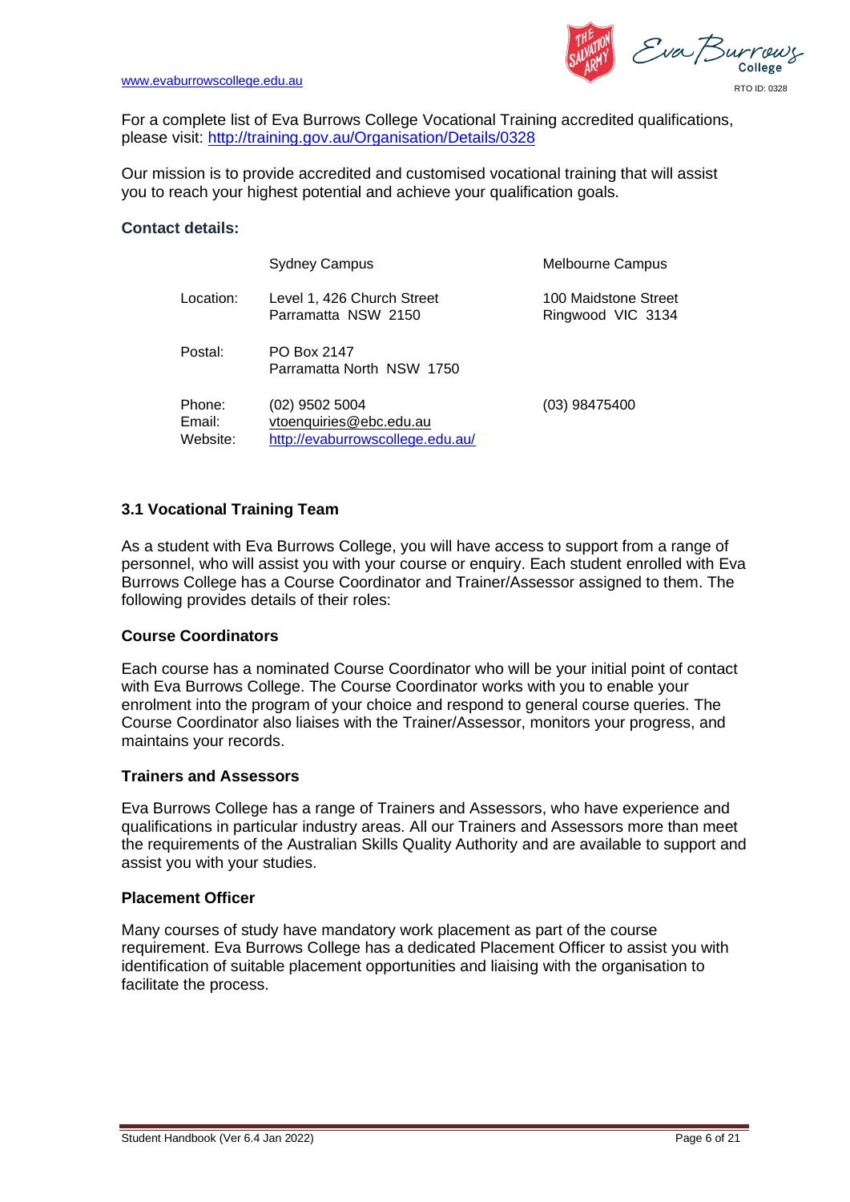For a complete list of Eva Burrows College Vocational Training accredited qualifications, please visit: http://training.gov.au/Organisation/Details/0328

Our mission is to provide accredited and customised vocational training that will assist you to reach your highest potential and achieve your qualification goals.

### Contact details:

| | Sydney Campus | Melbourne Campus |
|---|---|---|
| Location: | Level 1, 426 Church Street<br>Parramatta NSW 2150 | 100 Maidstone Street<br>Ringwood VIC 3134 |
| Postal: | PO Box 2147<br>Parramatta North NSW 1750 | |
| Phone: | (02) 9502 5004 | (03) 98475400 |
| Email: | vtoenquiries@ebc.edu.au | |
| Website: | http://evaburrowscollege.edu.au/ | |

## 3.1 Vocational Training Team

As a student with Eva Burrows College, you will have access to support from a range of personnel, who will assist you with your course or enquiry. Each student enrolled with Eva Burrows College has a Course Coordinator and Trainer/Assessor assigned to them. The following provides details of their roles:

### Course Coordinators

Each course has a nominated Course Coordinator who will be your initial point of contact with Eva Burrows College. The Course Coordinator works with you to enable your enrolment into the program of your choice and respond to general course queries. The Course Coordinator also liaises with the Trainer/Assessor, monitors your progress, and maintains your records.

### Trainers and Assessors

Eva Burrows College has a range of Trainers and Assessors, who have experience and qualifications in particular industry areas. All our Trainers and Assessors more than meet the requirements of the Australian Skills Quality Authority and are available to support and assist you with your studies.

### Placement Officer

Many courses of study have mandatory work placement as part of the course requirement. Eva Burrows College has a dedicated Placement Officer to assist you with identification of suitable placement opportunities and liaising with the organisation to facilitate the process.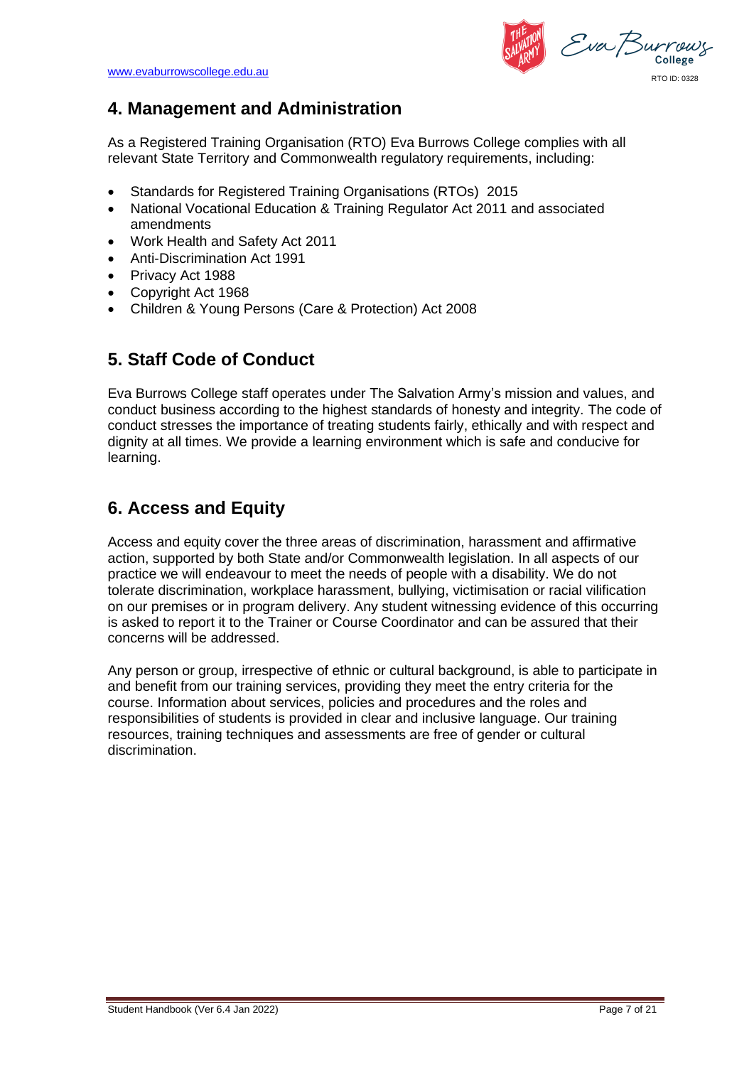## 4. Management and Administration

As a Registered Training Organisation (RTO) Eva Burrows College complies with all relevant State Territory and Commonwealth regulatory requirements, including:

- Standards for Registered Training Organisations (RTOs) 2015
- National Vocational Education & Training Regulator Act 2011 and associated amendments
- Work Health and Safety Act 2011
- Anti-Discrimination Act 1991
- Privacy Act 1988
- Copyright Act 1968
- Children & Young Persons (Care & Protection) Act 2008

## 5. Staff Code of Conduct

Eva Burrows College staff operates under The Salvation Army's mission and values, and conduct business according to the highest standards of honesty and integrity. The code of conduct stresses the importance of treating students fairly, ethically and with respect and dignity at all times. We provide a learning environment which is safe and conducive for learning.

## 6. Access and Equity

Access and equity cover the three areas of discrimination, harassment and affirmative action, supported by both State and/or Commonwealth legislation. In all aspects of our practice we will endeavour to meet the needs of people with a disability. We do not tolerate discrimination, workplace harassment, bullying, victimisation or racial vilification on our premises or in program delivery. Any student witnessing evidence of this occurring is asked to report it to the Trainer or Course Coordinator and can be assured that their concerns will be addressed.

Any person or group, irrespective of ethnic or cultural background, is able to participate in and benefit from our training services, providing they meet the entry criteria for the course. Information about services, policies and procedures and the roles and responsibilities of students is provided in clear and inclusive language. Our training resources, training techniques and assessments are free of gender or cultural discrimination.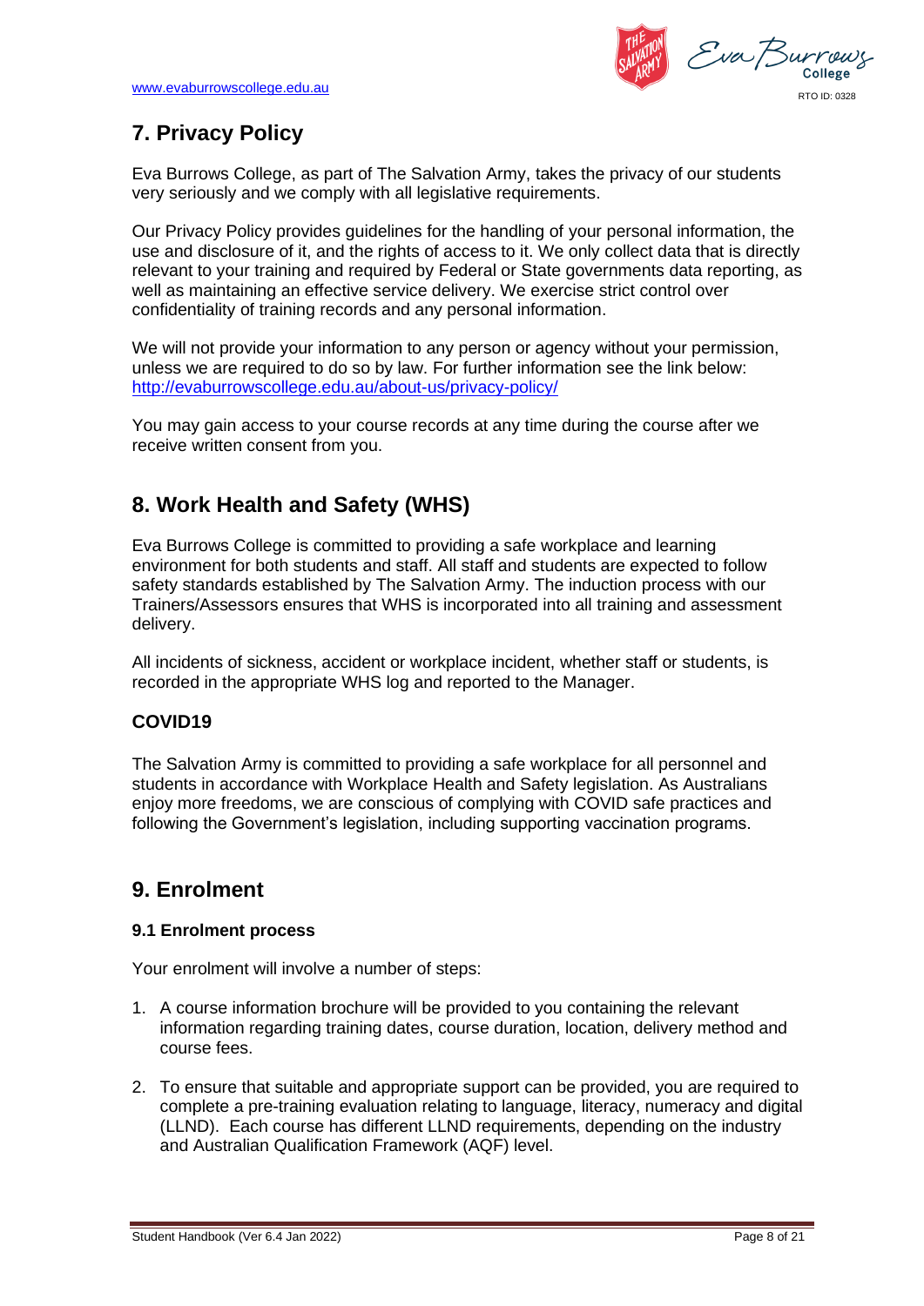## 7. Privacy Policy

Eva Burrows College, as part of The Salvation Army, takes the privacy of our students very seriously and we comply with all legislative requirements.

Our Privacy Policy provides guidelines for the handling of your personal information, the use and disclosure of it, and the rights of access to it. We only collect data that is directly relevant to your training and required by Federal or State governments data reporting, as well as maintaining an effective service delivery. We exercise strict control over confidentiality of training records and any personal information.

We will not provide your information to any person or agency without your permission, unless we are required to do so by law. For further information see the link below: http://evaburrowscollege.edu.au/about-us/privacy-policy/

You may gain access to your course records at any time during the course after we receive written consent from you.

## 8. Work Health and Safety (WHS)

Eva Burrows College is committed to providing a safe workplace and learning environment for both students and staff. All staff and students are expected to follow safety standards established by The Salvation Army. The induction process with our Trainers/Assessors ensures that WHS is incorporated into all training and assessment delivery.

All incidents of sickness, accident or workplace incident, whether staff or students, is recorded in the appropriate WHS log and reported to the Manager.

### COVID19

The Salvation Army is committed to providing a safe workplace for all personnel and students in accordance with Workplace Health and Safety legislation. As Australians enjoy more freedoms, we are conscious of complying with COVID safe practices and following the Government's legislation, including supporting vaccination programs.

## 9. Enrolment

### 9.1 Enrolment process

Your enrolment will involve a number of steps:

1. A course information brochure will be provided to you containing the relevant information regarding training dates, course duration, location, delivery method and course fees.
2. To ensure that suitable and appropriate support can be provided, you are required to complete a pre-training evaluation relating to language, literacy, numeracy and digital (LLND). Each course has different LLND requirements, depending on the industry and Australian Qualification Framework (AQF) level.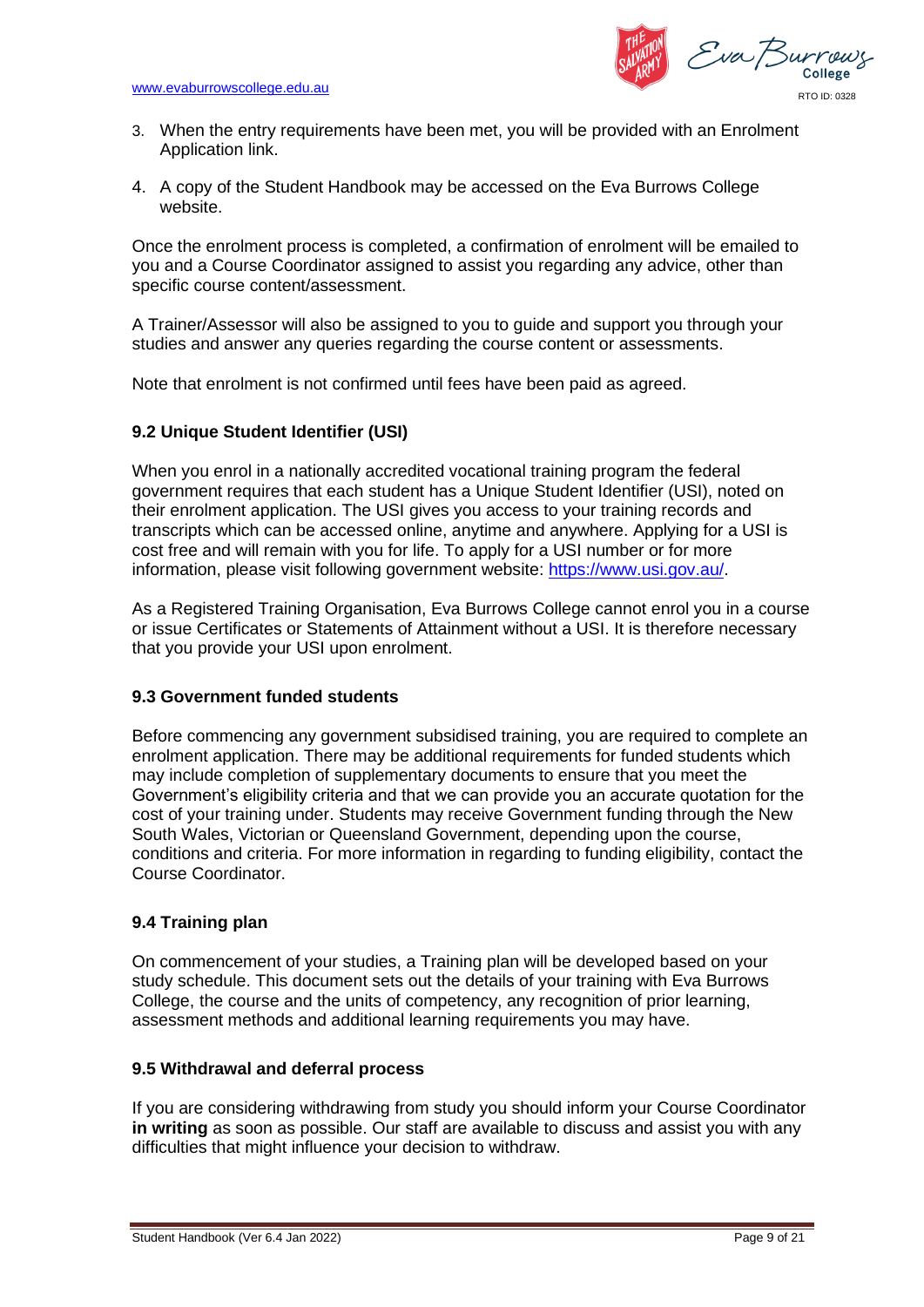3. When the entry requirements have been met, you will be provided with an Enrolment Application link.
4. A copy of the Student Handbook may be accessed on the Eva Burrows College website.

Once the enrolment process is completed, a confirmation of enrolment will be emailed to you and a Course Coordinator assigned to assist you regarding any advice, other than specific course content/assessment.

A Trainer/Assessor will also be assigned to you to guide and support you through your studies and answer any queries regarding the course content or assessments.

Note that enrolment is not confirmed until fees have been paid as agreed.

### 9.2 Unique Student Identifier (USI)

When you enrol in a nationally accredited vocational training program the federal government requires that each student has a Unique Student Identifier (USI), noted on their enrolment application. The USI gives you access to your training records and transcripts which can be accessed online, anytime and anywhere. Applying for a USI is cost free and will remain with you for life. To apply for a USI number or for more information, please visit following government website: https://www.usi.gov.au/.

As a Registered Training Organisation, Eva Burrows College cannot enrol you in a course or issue Certificates or Statements of Attainment without a USI. It is therefore necessary that you provide your USI upon enrolment.

### 9.3 Government funded students

Before commencing any government subsidised training, you are required to complete an enrolment application. There may be additional requirements for funded students which may include completion of supplementary documents to ensure that you meet the Government's eligibility criteria and that we can provide you an accurate quotation for the cost of your training under. Students may receive Government funding through the New South Wales, Victorian or Queensland Government, depending upon the course, conditions and criteria. For more information in regarding to funding eligibility, contact the Course Coordinator.

### 9.4 Training plan

On commencement of your studies, a Training plan will be developed based on your study schedule. This document sets out the details of your training with Eva Burrows College, the course and the units of competency, any recognition of prior learning, assessment methods and additional learning requirements you may have.

### 9.5 Withdrawal and deferral process

If you are considering withdrawing from study you should inform your Course Coordinator **in writing** as soon as possible. Our staff are available to discuss and assist you with any difficulties that might influence your decision to withdraw.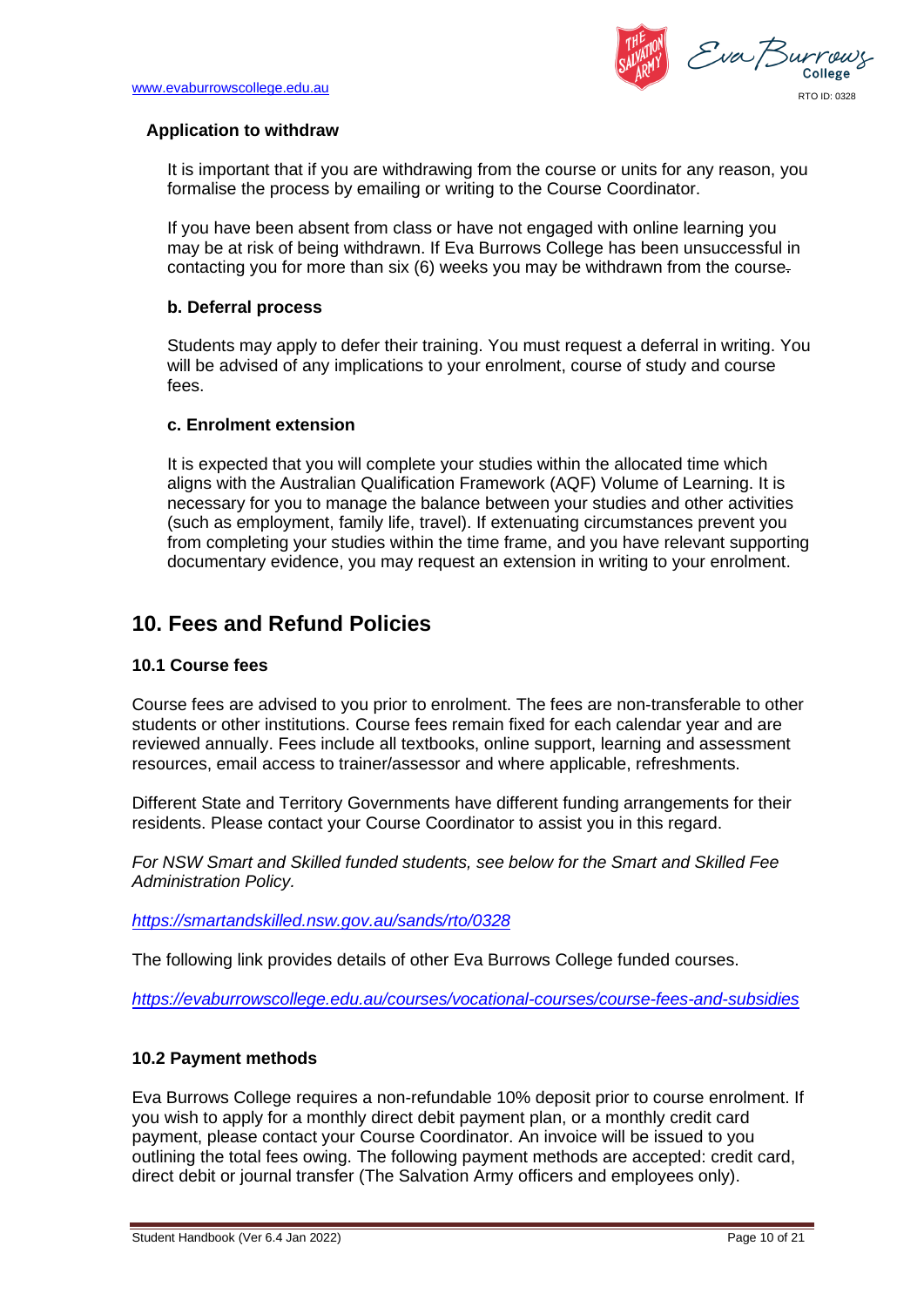**Application to withdraw**

It is important that if you are withdrawing from the course or units for any reason, you formalise the process by emailing or writing to the Course Coordinator.

If you have been absent from class or have not engaged with online learning you may be at risk of being withdrawn. If Eva Burrows College has been unsuccessful in contacting you for more than six (6) weeks you may be withdrawn from the course.

**b. Deferral process**

Students may apply to defer their training. You must request a deferral in writing. You will be advised of any implications to your enrolment, course of study and course fees.

**c. Enrolment extension**

It is expected that you will complete your studies within the allocated time which aligns with the Australian Qualification Framework (AQF) Volume of Learning. It is necessary for you to manage the balance between your studies and other activities (such as employment, family life, travel). If extenuating circumstances prevent you from completing your studies within the time frame, and you have relevant supporting documentary evidence, you may request an extension in writing to your enrolment.

## 10. Fees and Refund Policies

### 10.1 Course fees

Course fees are advised to you prior to enrolment. The fees are non-transferable to other students or other institutions. Course fees remain fixed for each calendar year and are reviewed annually. Fees include all textbooks, online support, learning and assessment resources, email access to trainer/assessor and where applicable, refreshments.

Different State and Territory Governments have different funding arrangements for their residents. Please contact your Course Coordinator to assist you in this regard.

*For NSW Smart and Skilled funded students, see below for the Smart and Skilled Fee Administration Policy.*

*https://smartandskilled.nsw.gov.au/sands/rto/0328*

The following link provides details of other Eva Burrows College funded courses.

*https://evaburrowscollege.edu.au/courses/vocational-courses/course-fees-and-subsidies*

### 10.2 Payment methods

Eva Burrows College requires a non-refundable 10% deposit prior to course enrolment. If you wish to apply for a monthly direct debit payment plan, or a monthly credit card payment, please contact your Course Coordinator. An invoice will be issued to you outlining the total fees owing. The following payment methods are accepted: credit card, direct debit or journal transfer (The Salvation Army officers and employees only).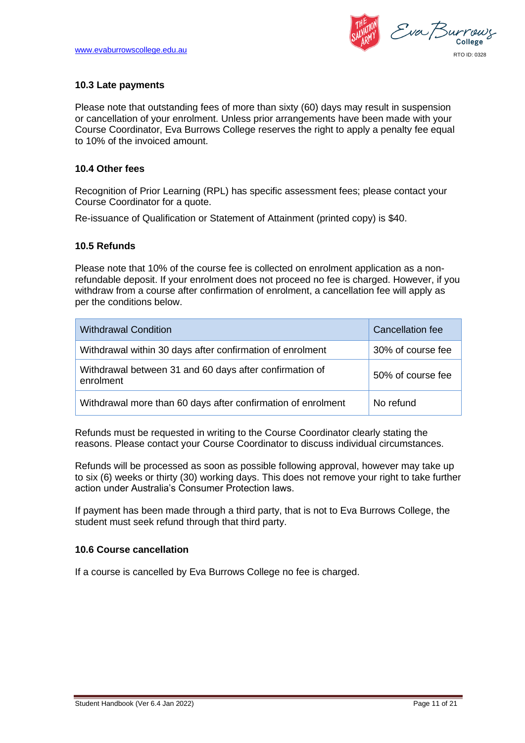### 10.3 Late payments

Please note that outstanding fees of more than sixty (60) days may result in suspension or cancellation of your enrolment. Unless prior arrangements have been made with your Course Coordinator, Eva Burrows College reserves the right to apply a penalty fee equal to 10% of the invoiced amount.

### 10.4 Other fees

Recognition of Prior Learning (RPL) has specific assessment fees; please contact your Course Coordinator for a quote.

Re-issuance of Qualification or Statement of Attainment (printed copy) is $40.

### 10.5 Refunds

Please note that 10% of the course fee is collected on enrolment application as a non-refundable deposit. If your enrolment does not proceed no fee is charged. However, if you withdraw from a course after confirmation of enrolment, a cancellation fee will apply as per the conditions below.

| Withdrawal Condition | Cancellation fee |
|---|---|
| Withdrawal within 30 days after confirmation of enrolment | 30% of course fee |
| Withdrawal between 31 and 60 days after confirmation of enrolment | 50% of course fee |
| Withdrawal more than 60 days after confirmation of enrolment | No refund |

Refunds must be requested in writing to the Course Coordinator clearly stating the reasons. Please contact your Course Coordinator to discuss individual circumstances.

Refunds will be processed as soon as possible following approval, however may take up to six (6) weeks or thirty (30) working days. This does not remove your right to take further action under Australia's Consumer Protection laws.

If payment has been made through a third party, that is not to Eva Burrows College, the student must seek refund through that third party.

### 10.6 Course cancellation

If a course is cancelled by Eva Burrows College no fee is charged.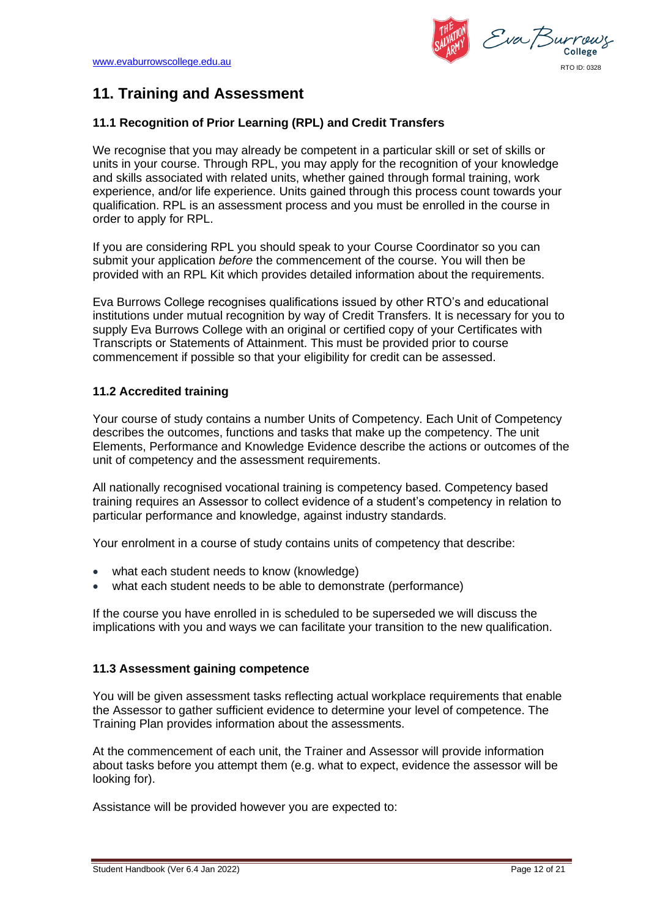## 11. Training and Assessment

### 11.1 Recognition of Prior Learning (RPL) and Credit Transfers

We recognise that you may already be competent in a particular skill or set of skills or units in your course. Through RPL, you may apply for the recognition of your knowledge and skills associated with related units, whether gained through formal training, work experience, and/or life experience. Units gained through this process count towards your qualification. RPL is an assessment process and you must be enrolled in the course in order to apply for RPL.

If you are considering RPL you should speak to your Course Coordinator so you can submit your application *before* the commencement of the course. You will then be provided with an RPL Kit which provides detailed information about the requirements.

Eva Burrows College recognises qualifications issued by other RTO's and educational institutions under mutual recognition by way of Credit Transfers. It is necessary for you to supply Eva Burrows College with an original or certified copy of your Certificates with Transcripts or Statements of Attainment. This must be provided prior to course commencement if possible so that your eligibility for credit can be assessed.

### 11.2 Accredited training

Your course of study contains a number Units of Competency. Each Unit of Competency describes the outcomes, functions and tasks that make up the competency. The unit Elements, Performance and Knowledge Evidence describe the actions or outcomes of the unit of competency and the assessment requirements.

All nationally recognised vocational training is competency based. Competency based training requires an Assessor to collect evidence of a student's competency in relation to particular performance and knowledge, against industry standards.

Your enrolment in a course of study contains units of competency that describe:

- what each student needs to know (knowledge)
- what each student needs to be able to demonstrate (performance)

If the course you have enrolled in is scheduled to be superseded we will discuss the implications with you and ways we can facilitate your transition to the new qualification.

### 11.3 Assessment gaining competence

You will be given assessment tasks reflecting actual workplace requirements that enable the Assessor to gather sufficient evidence to determine your level of competence. The Training Plan provides information about the assessments.

At the commencement of each unit, the Trainer and Assessor will provide information about tasks before you attempt them (e.g. what to expect, evidence the assessor will be looking for).

Assistance will be provided however you are expected to: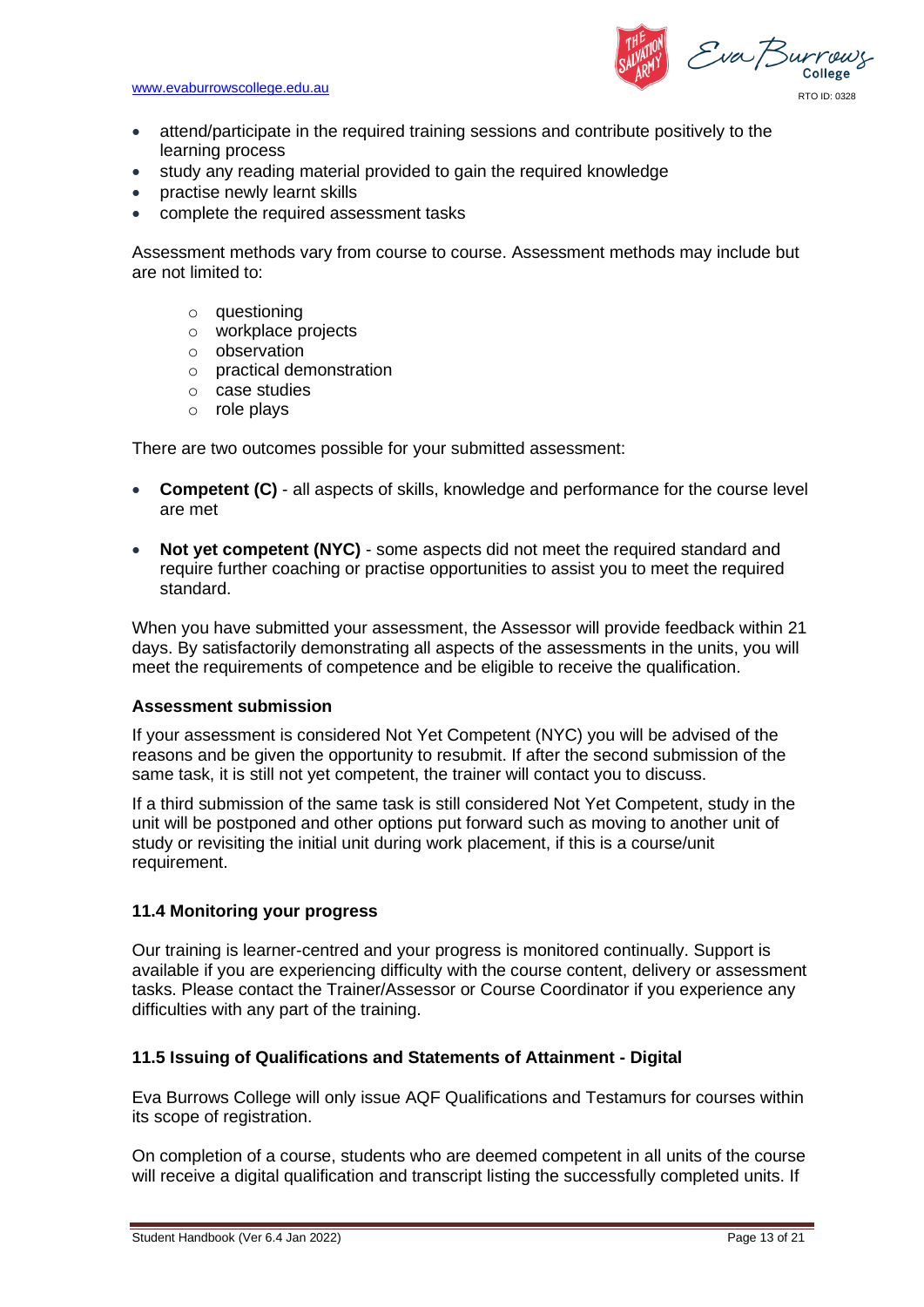- attend/participate in the required training sessions and contribute positively to the learning process
- study any reading material provided to gain the required knowledge
- practise newly learnt skills
- complete the required assessment tasks

Assessment methods vary from course to course. Assessment methods may include but are not limited to:

  - questioning
  - workplace projects
  - observation
  - practical demonstration
  - case studies
  - role plays

There are two outcomes possible for your submitted assessment:

- **Competent (C)** - all aspects of skills, knowledge and performance for the course level are met

- **Not yet competent (NYC)** - some aspects did not meet the required standard and require further coaching or practise opportunities to assist you to meet the required standard.

When you have submitted your assessment, the Assessor will provide feedback within 21 days. By satisfactorily demonstrating all aspects of the assessments in the units, you will meet the requirements of competence and be eligible to receive the qualification.

**Assessment submission**

If your assessment is considered Not Yet Competent (NYC) you will be advised of the reasons and be given the opportunity to resubmit. If after the second submission of the same task, it is still not yet competent, the trainer will contact you to discuss.

If a third submission of the same task is still considered Not Yet Competent, study in the unit will be postponed and other options put forward such as moving to another unit of study or revisiting the initial unit during work placement, if this is a course/unit requirement.

### 11.4 Monitoring your progress

Our training is learner-centred and your progress is monitored continually. Support is available if you are experiencing difficulty with the course content, delivery or assessment tasks. Please contact the Trainer/Assessor or Course Coordinator if you experience any difficulties with any part of the training.

### 11.5 Issuing of Qualifications and Statements of Attainment - Digital

Eva Burrows College will only issue AQF Qualifications and Testamurs for courses within its scope of registration.

On completion of a course, students who are deemed competent in all units of the course will receive a digital qualification and transcript listing the successfully completed units. If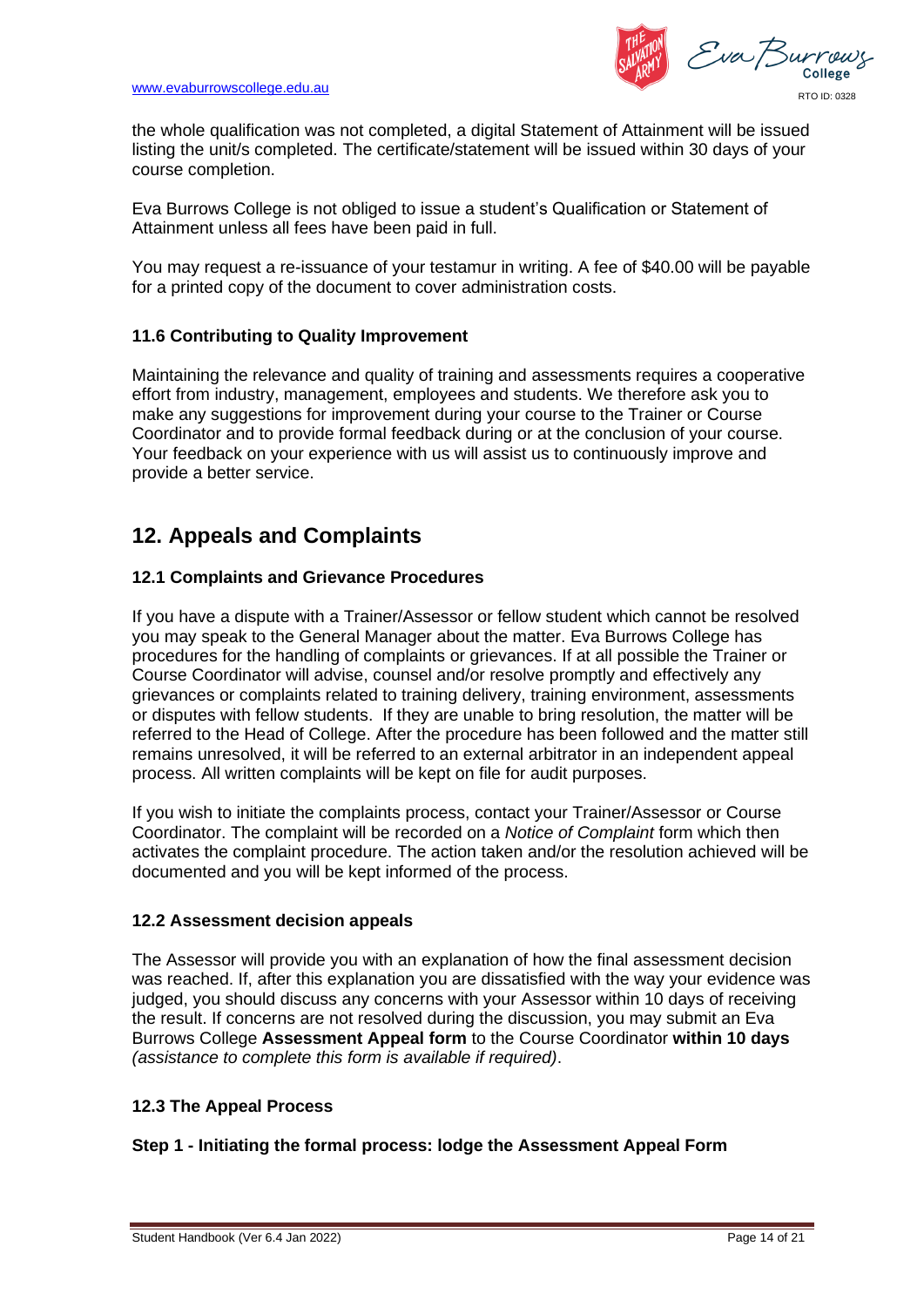the whole qualification was not completed, a digital Statement of Attainment will be issued listing the unit/s completed. The certificate/statement will be issued within 30 days of your course completion.

Eva Burrows College is not obliged to issue a student's Qualification or Statement of Attainment unless all fees have been paid in full.

You may request a re-issuance of your testamur in writing. A fee of $40.00 will be payable for a printed copy of the document to cover administration costs.

### 11.6 Contributing to Quality Improvement

Maintaining the relevance and quality of training and assessments requires a cooperative effort from industry, management, employees and students. We therefore ask you to make any suggestions for improvement during your course to the Trainer or Course Coordinator and to provide formal feedback during or at the conclusion of your course. Your feedback on your experience with us will assist us to continuously improve and provide a better service.

## 12. Appeals and Complaints

### 12.1 Complaints and Grievance Procedures

If you have a dispute with a Trainer/Assessor or fellow student which cannot be resolved you may speak to the General Manager about the matter. Eva Burrows College has procedures for the handling of complaints or grievances. If at all possible the Trainer or Course Coordinator will advise, counsel and/or resolve promptly and effectively any grievances or complaints related to training delivery, training environment, assessments or disputes with fellow students. If they are unable to bring resolution, the matter will be referred to the Head of College. After the procedure has been followed and the matter still remains unresolved, it will be referred to an external arbitrator in an independent appeal process. All written complaints will be kept on file for audit purposes.

If you wish to initiate the complaints process, contact your Trainer/Assessor or Course Coordinator. The complaint will be recorded on a *Notice of Complaint* form which then activates the complaint procedure. The action taken and/or the resolution achieved will be documented and you will be kept informed of the process.

### 12.2 Assessment decision appeals

The Assessor will provide you with an explanation of how the final assessment decision was reached. If, after this explanation you are dissatisfied with the way your evidence was judged, you should discuss any concerns with your Assessor within 10 days of receiving the result. If concerns are not resolved during the discussion, you may submit an Eva Burrows College **Assessment Appeal form** to the Course Coordinator **within 10 days** *(assistance to complete this form is available if required)*.

### 12.3 The Appeal Process

**Step 1 - Initiating the formal process: lodge the Assessment Appeal Form**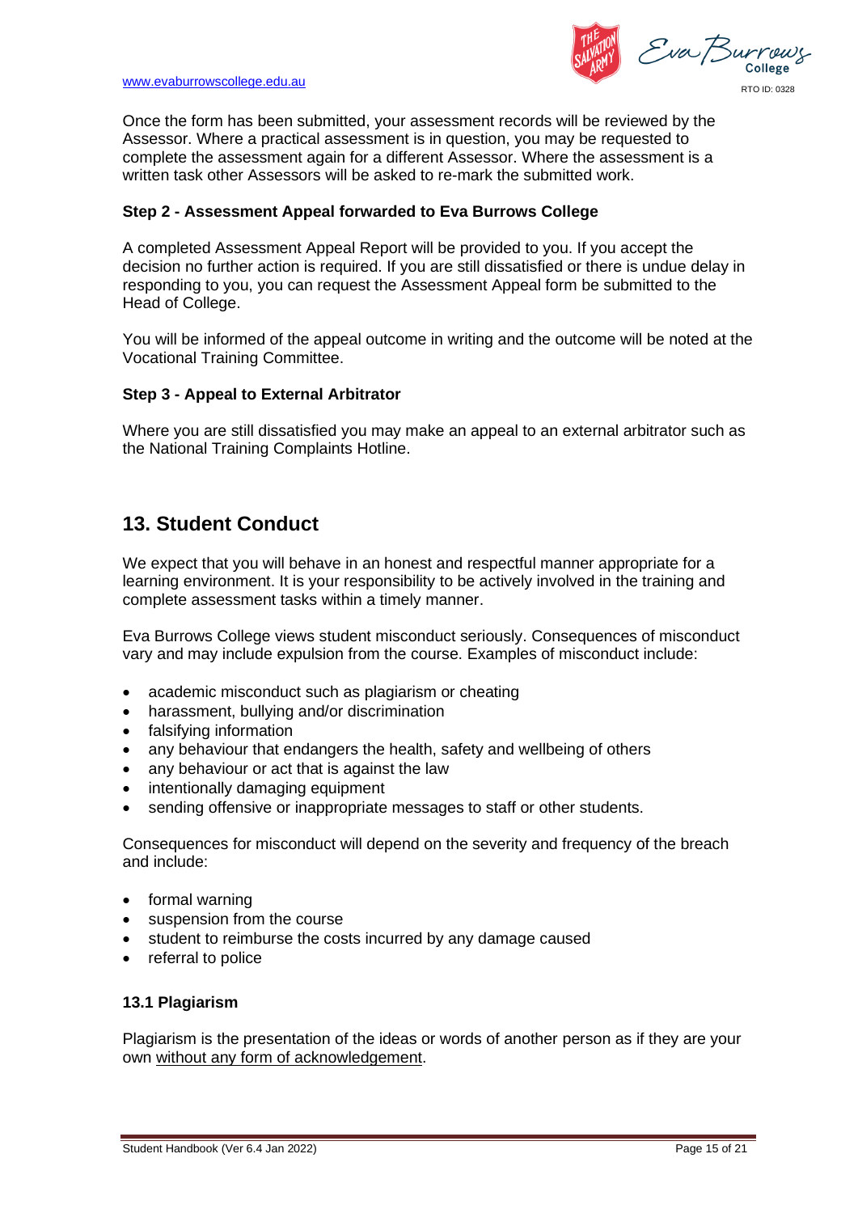Once the form has been submitted, your assessment records will be reviewed by the Assessor. Where a practical assessment is in question, you may be requested to complete the assessment again for a different Assessor. Where the assessment is a written task other Assessors will be asked to re-mark the submitted work.

**Step 2 - Assessment Appeal forwarded to Eva Burrows College**

A completed Assessment Appeal Report will be provided to you. If you accept the decision no further action is required. If you are still dissatisfied or there is undue delay in responding to you, you can request the Assessment Appeal form be submitted to the Head of College.

You will be informed of the appeal outcome in writing and the outcome will be noted at the Vocational Training Committee.

**Step 3 - Appeal to External Arbitrator**

Where you are still dissatisfied you may make an appeal to an external arbitrator such as the National Training Complaints Hotline.

## 13. Student Conduct

We expect that you will behave in an honest and respectful manner appropriate for a learning environment. It is your responsibility to be actively involved in the training and complete assessment tasks within a timely manner.

Eva Burrows College views student misconduct seriously. Consequences of misconduct vary and may include expulsion from the course. Examples of misconduct include:

- academic misconduct such as plagiarism or cheating
- harassment, bullying and/or discrimination
- falsifying information
- any behaviour that endangers the health, safety and wellbeing of others
- any behaviour or act that is against the law
- intentionally damaging equipment
- sending offensive or inappropriate messages to staff or other students.

Consequences for misconduct will depend on the severity and frequency of the breach and include:

- formal warning
- suspension from the course
- student to reimburse the costs incurred by any damage caused
- referral to police

### 13.1 Plagiarism

Plagiarism is the presentation of the ideas or words of another person as if they are your own <u>without any form of acknowledgement</u>.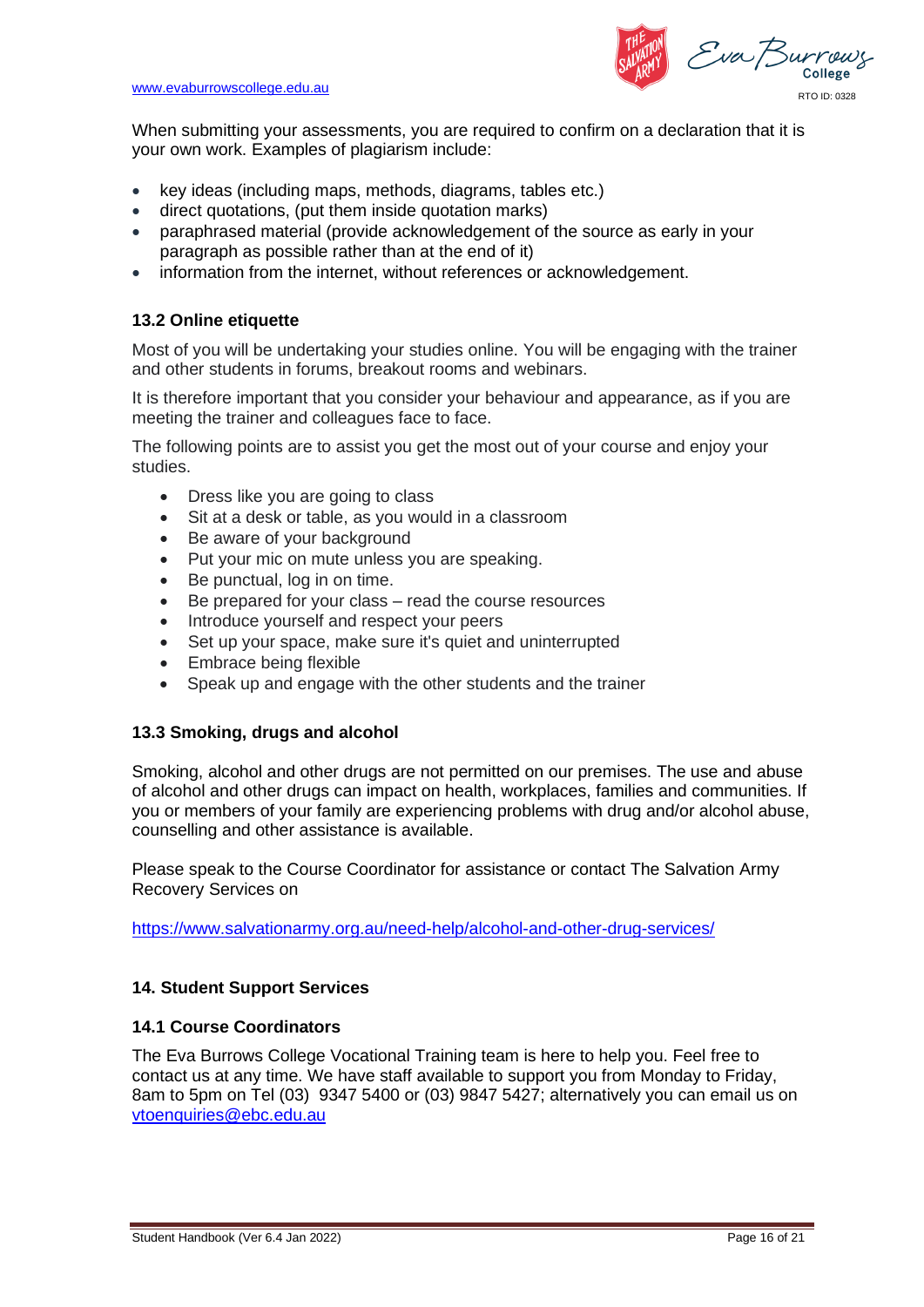When submitting your assessments, you are required to confirm on a declaration that it is your own work. Examples of plagiarism include:

- key ideas (including maps, methods, diagrams, tables etc.)
- direct quotations, (put them inside quotation marks)
- paraphrased material (provide acknowledgement of the source as early in your paragraph as possible rather than at the end of it)
- information from the internet, without references or acknowledgement.

### 13.2 Online etiquette

Most of you will be undertaking your studies online. You will be engaging with the trainer and other students in forums, breakout rooms and webinars.

It is therefore important that you consider your behaviour and appearance, as if you are meeting the trainer and colleagues face to face.

The following points are to assist you get the most out of your course and enjoy your studies.

- Dress like you are going to class
- Sit at a desk or table, as you would in a classroom
- Be aware of your background
- Put your mic on mute unless you are speaking.
- Be punctual, log in on time.
- Be prepared for your class – read the course resources
- Introduce yourself and respect your peers
- Set up your space, make sure it's quiet and uninterrupted
- Embrace being flexible
- Speak up and engage with the other students and the trainer

### 13.3 Smoking, drugs and alcohol

Smoking, alcohol and other drugs are not permitted on our premises. The use and abuse of alcohol and other drugs can impact on health, workplaces, families and communities. If you or members of your family are experiencing problems with drug and/or alcohol abuse, counselling and other assistance is available.

Please speak to the Course Coordinator for assistance or contact The Salvation Army Recovery Services on

https://www.salvationarmy.org.au/need-help/alcohol-and-other-drug-services/

## 14. Student Support Services

### 14.1 Course Coordinators

The Eva Burrows College Vocational Training team is here to help you. Feel free to contact us at any time. We have staff available to support you from Monday to Friday, 8am to 5pm on Tel (03) 9347 5400 or (03) 9847 5427; alternatively you can email us on vtoenquiries@ebc.edu.au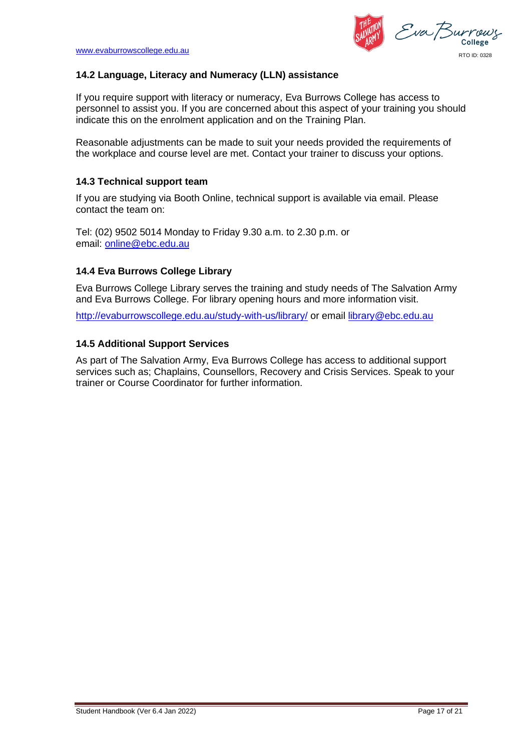### 14.2 Language, Literacy and Numeracy (LLN) assistance

If you require support with literacy or numeracy, Eva Burrows College has access to personnel to assist you. If you are concerned about this aspect of your training you should indicate this on the enrolment application and on the Training Plan.

Reasonable adjustments can be made to suit your needs provided the requirements of the workplace and course level are met. Contact your trainer to discuss your options.

### 14.3 Technical support team

If you are studying via Booth Online, technical support is available via email. Please contact the team on:

Tel: (02) 9502 5014 Monday to Friday 9.30 a.m. to 2.30 p.m. or
email: online@ebc.edu.au

### 14.4 Eva Burrows College Library

Eva Burrows College Library serves the training and study needs of The Salvation Army and Eva Burrows College. For library opening hours and more information visit.

http://evaburrowscollege.edu.au/study-with-us/library/ or email library@ebc.edu.au

### 14.5 Additional Support Services

As part of The Salvation Army, Eva Burrows College has access to additional support services such as; Chaplains, Counsellors, Recovery and Crisis Services. Speak to your trainer or Course Coordinator for further information.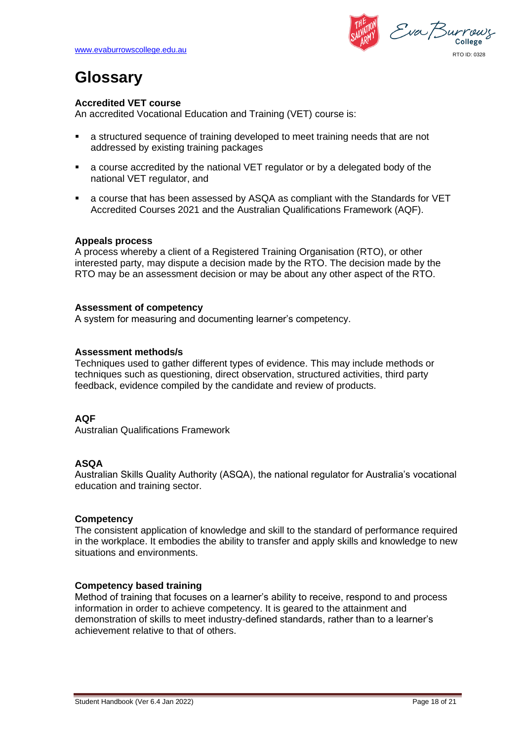# Glossary

**Accredited VET course**

An accredited Vocational Education and Training (VET) course is:

- a structured sequence of training developed to meet training needs that are not addressed by existing training packages
- a course accredited by the national VET regulator or by a delegated body of the national VET regulator, and
- a course that has been assessed by ASQA as compliant with the Standards for VET Accredited Courses 2021 and the Australian Qualifications Framework (AQF).

**Appeals process**

A process whereby a client of a Registered Training Organisation (RTO), or other interested party, may dispute a decision made by the RTO. The decision made by the RTO may be an assessment decision or may be about any other aspect of the RTO.

**Assessment of competency**

A system for measuring and documenting learner's competency.

**Assessment methods/s**

Techniques used to gather different types of evidence. This may include methods or techniques such as questioning, direct observation, structured activities, third party feedback, evidence compiled by the candidate and review of products.

**AQF**

Australian Qualifications Framework

**ASQA**

Australian Skills Quality Authority (ASQA), the national regulator for Australia's vocational education and training sector.

**Competency**

The consistent application of knowledge and skill to the standard of performance required in the workplace. It embodies the ability to transfer and apply skills and knowledge to new situations and environments.

**Competency based training**

Method of training that focuses on a learner's ability to receive, respond to and process information in order to achieve competency. It is geared to the attainment and demonstration of skills to meet industry-defined standards, rather than to a learner's achievement relative to that of others.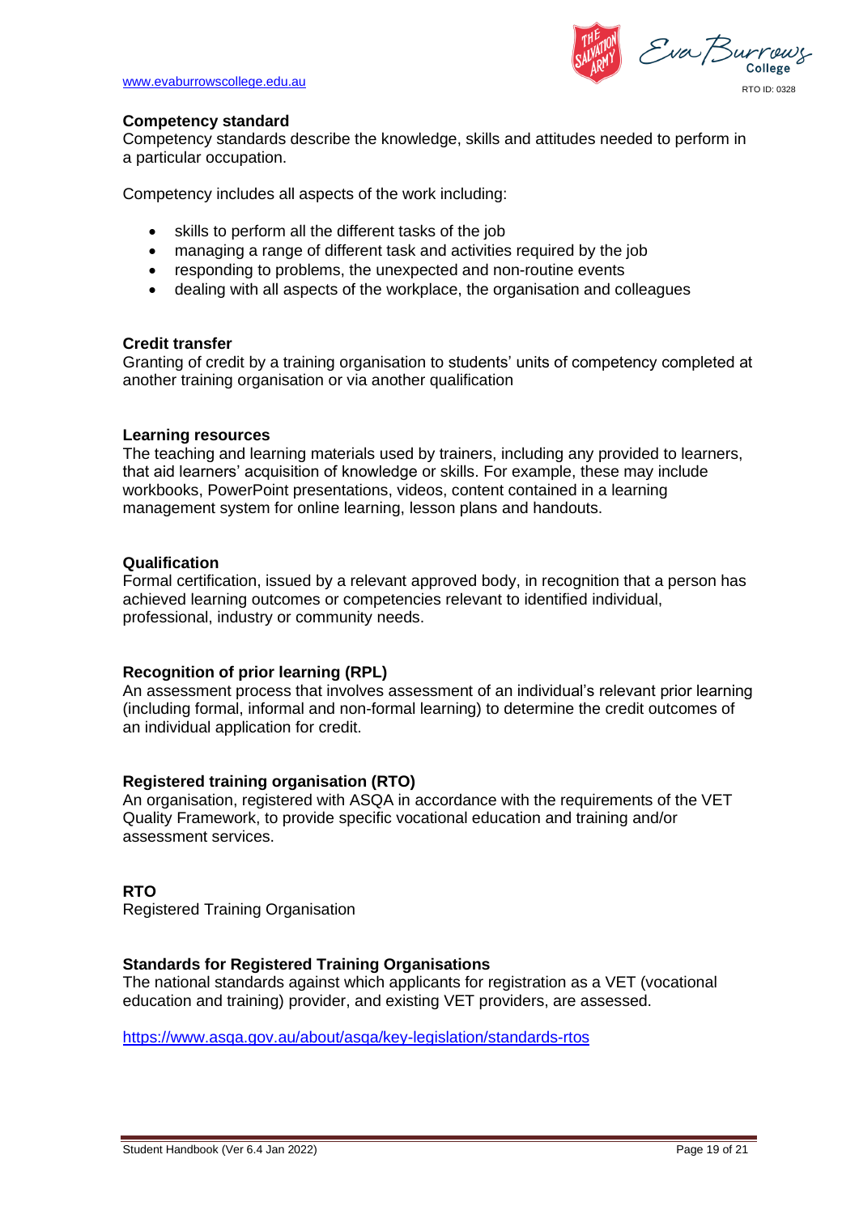**Competency standard**
Competency standards describe the knowledge, skills and attitudes needed to perform in a particular occupation.

Competency includes all aspects of the work including:

- skills to perform all the different tasks of the job
- managing a range of different task and activities required by the job
- responding to problems, the unexpected and non-routine events
- dealing with all aspects of the workplace, the organisation and colleagues

**Credit transfer**
Granting of credit by a training organisation to students' units of competency completed at another training organisation or via another qualification

**Learning resources**
The teaching and learning materials used by trainers, including any provided to learners, that aid learners' acquisition of knowledge or skills. For example, these may include workbooks, PowerPoint presentations, videos, content contained in a learning management system for online learning, lesson plans and handouts.

**Qualification**
Formal certification, issued by a relevant approved body, in recognition that a person has achieved learning outcomes or competencies relevant to identified individual, professional, industry or community needs.

**Recognition of prior learning (RPL)**
An assessment process that involves assessment of an individual's relevant prior learning (including formal, informal and non-formal learning) to determine the credit outcomes of an individual application for credit.

**Registered training organisation (RTO)**
An organisation, registered with ASQA in accordance with the requirements of the VET Quality Framework, to provide specific vocational education and training and/or assessment services.

**RTO**
Registered Training Organisation

**Standards for Registered Training Organisations**
The national standards against which applicants for registration as a VET (vocational education and training) provider, and existing VET providers, are assessed.

https://www.asqa.gov.au/about/asqa/key-legislation/standards-rtos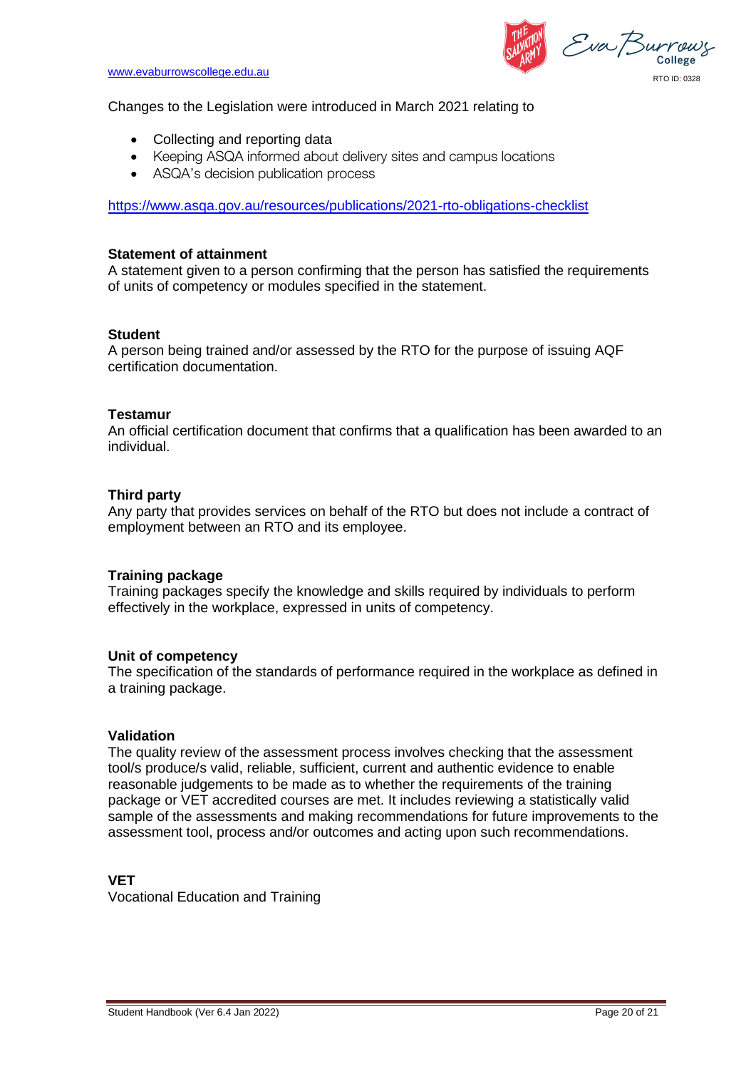Changes to the Legislation were introduced in March 2021 relating to

- Collecting and reporting data
- Keeping ASQA informed about delivery sites and campus locations
- ASQA's decision publication process

https://www.asqa.gov.au/resources/publications/2021-rto-obligations-checklist

**Statement of attainment**
A statement given to a person confirming that the person has satisfied the requirements of units of competency or modules specified in the statement.

**Student**
A person being trained and/or assessed by the RTO for the purpose of issuing AQF certification documentation.

**Testamur**
An official certification document that confirms that a qualification has been awarded to an individual.

**Third party**
Any party that provides services on behalf of the RTO but does not include a contract of employment between an RTO and its employee.

**Training package**
Training packages specify the knowledge and skills required by individuals to perform effectively in the workplace, expressed in units of competency.

**Unit of competency**
The specification of the standards of performance required in the workplace as defined in a training package.

**Validation**
The quality review of the assessment process involves checking that the assessment tool/s produce/s valid, reliable, sufficient, current and authentic evidence to enable reasonable judgements to be made as to whether the requirements of the training package or VET accredited courses are met. It includes reviewing a statistically valid sample of the assessments and making recommendations for future improvements to the assessment tool, process and/or outcomes and acting upon such recommendations.

**VET**
Vocational Education and Training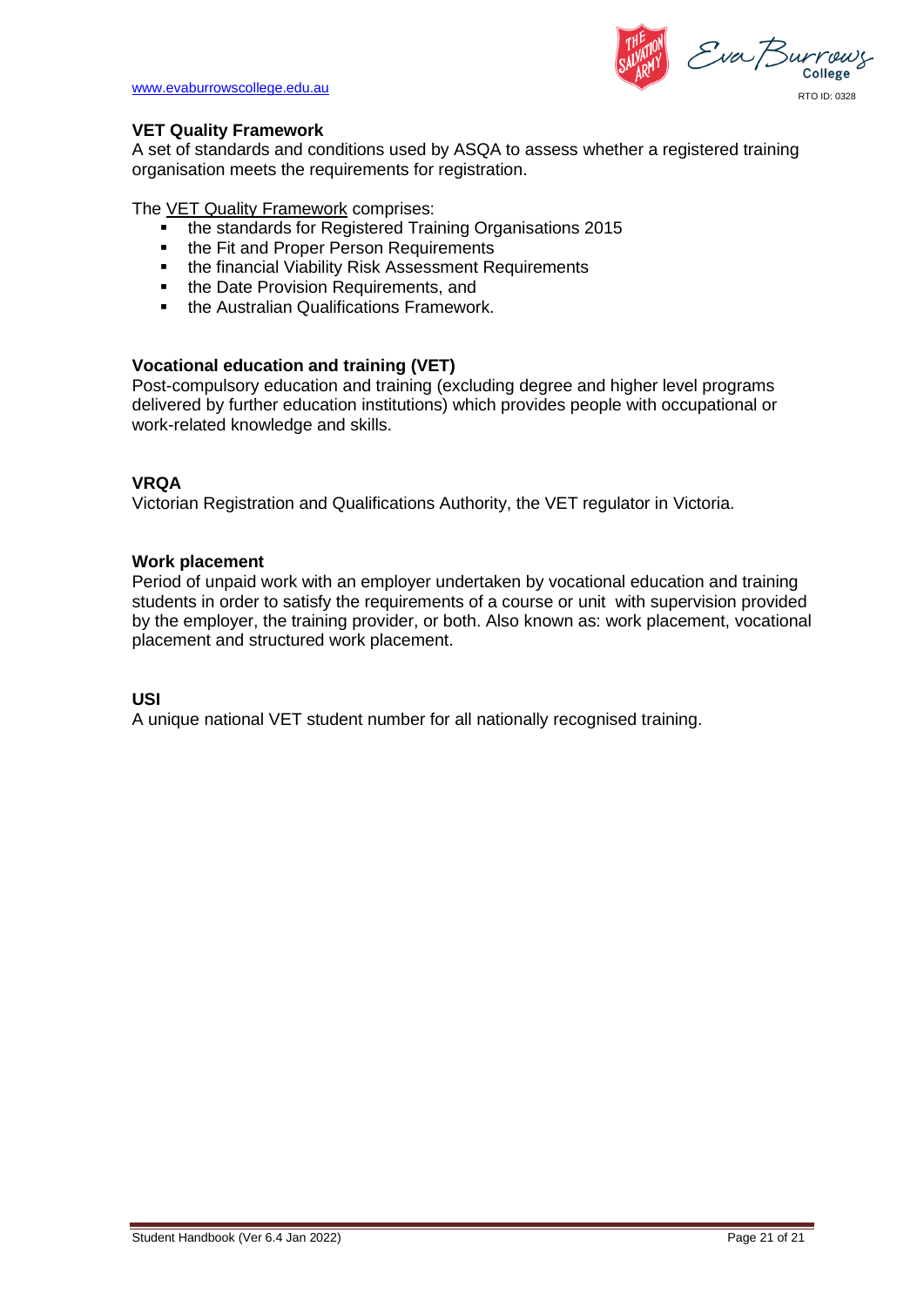**VET Quality Framework**

A set of standards and conditions used by ASQA to assess whether a registered training organisation meets the requirements for registration.

The VET Quality Framework comprises:

- the standards for Registered Training Organisations 2015
- the Fit and Proper Person Requirements
- the financial Viability Risk Assessment Requirements
- the Date Provision Requirements, and
- the Australian Qualifications Framework.

**Vocational education and training (VET)**

Post-compulsory education and training (excluding degree and higher level programs delivered by further education institutions) which provides people with occupational or work-related knowledge and skills.

**VRQA**

Victorian Registration and Qualifications Authority, the VET regulator in Victoria.

**Work placement**

Period of unpaid work with an employer undertaken by vocational education and training students in order to satisfy the requirements of a course or unit with supervision provided by the employer, the training provider, or both. Also known as: work placement, vocational placement and structured work placement.

**USI**

A unique national VET student number for all nationally recognised training.